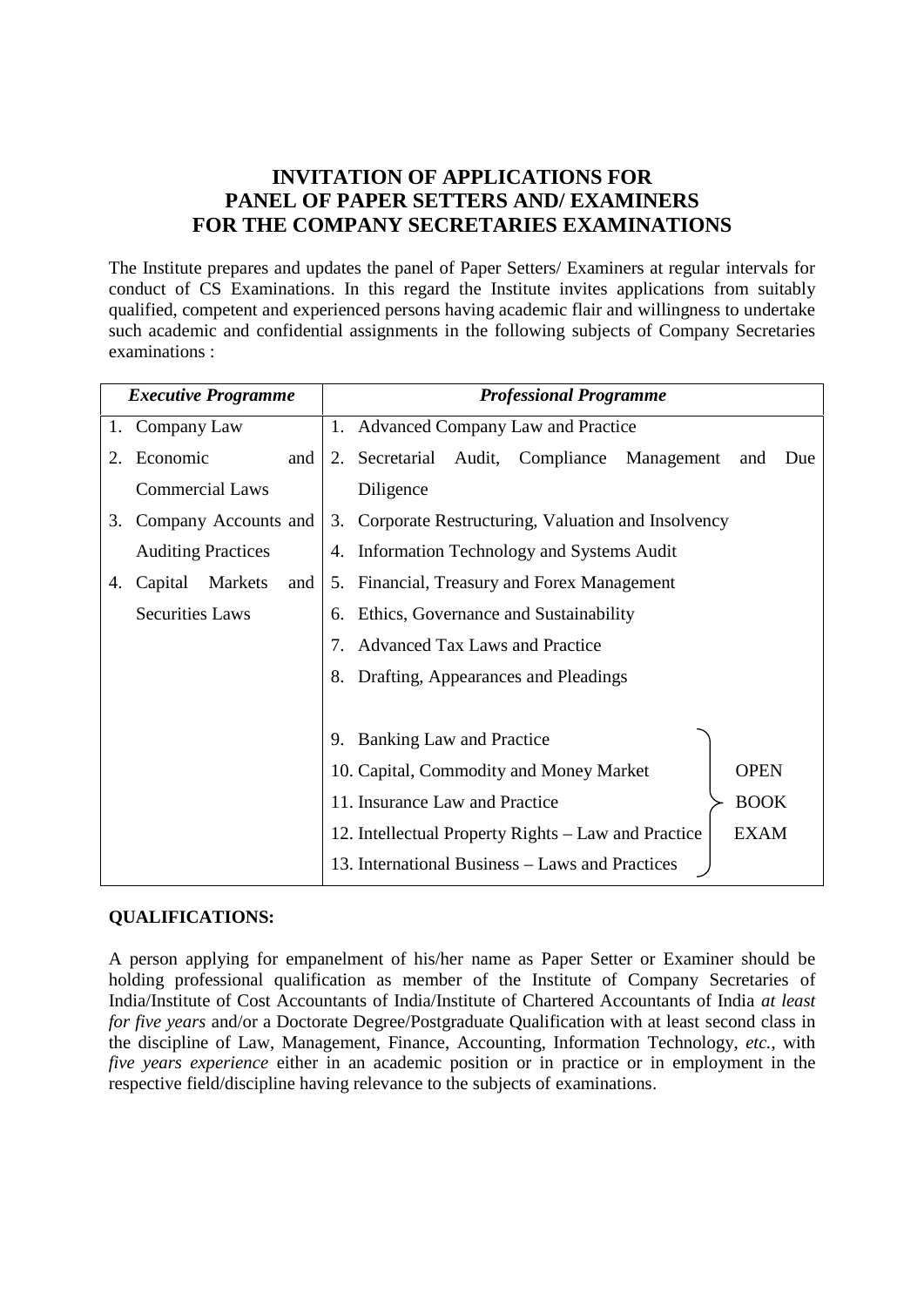# INVITATION OF APPLICATIONS FOR PANEL OF PAPER SETTERS AND/ EXAMINERS FOR THE COMPANY SECRETARIES EXAMINATIONS

The Institute prepares and updates the panel of Paper Setters/ Examiners at regular intervals for conduct of CS Examinations. In this regard the Institute invites applications from suitably qualified, competent and experienced persons having academic flair and willingness to undertake such academic and confidential assignments in the following subjects of Company Secretaries examinations :

| *Executive Programme* | *Professional Programme* |
|---|---|
| 1. Company Law | 1. Advanced Company Law and Practice |
| 2. Economic and Commercial Laws | 2. Secretarial Audit, Compliance Management and Due Diligence |
| 3. Company Accounts and Auditing Practices | 3. Corporate Restructuring, Valuation and Insolvency |
| | 4. Information Technology and Systems Audit |
| 4. Capital Markets and Securities Laws | 5. Financial, Treasury and Forex Management |
| | 6. Ethics, Governance and Sustainability |
| | 7. Advanced Tax Laws and Practice |
| | 8. Drafting, Appearances and Pleadings |
| | 9. Banking Law and Practice (OPEN BOOK EXAM) |
| | 10. Capital, Commodity and Money Market (OPEN BOOK EXAM) |
| | 11. Insurance Law and Practice (OPEN BOOK EXAM) |
| | 12. Intellectual Property Rights – Law and Practice (OPEN BOOK EXAM) |
| | 13. International Business – Laws and Practices (OPEN BOOK EXAM) |

## QUALIFICATIONS:

A person applying for empanelment of his/her name as Paper Setter or Examiner should be holding professional qualification as member of the Institute of Company Secretaries of India/Institute of Cost Accountants of India/Institute of Chartered Accountants of India *at least for five years* and/or a Doctorate Degree/Postgraduate Qualification with at least second class in the discipline of Law, Management, Finance, Accounting, Information Technology, *etc.*, with *five years experience* either in an academic position or in practice or in employment in the respective field/discipline having relevance to the subjects of examinations.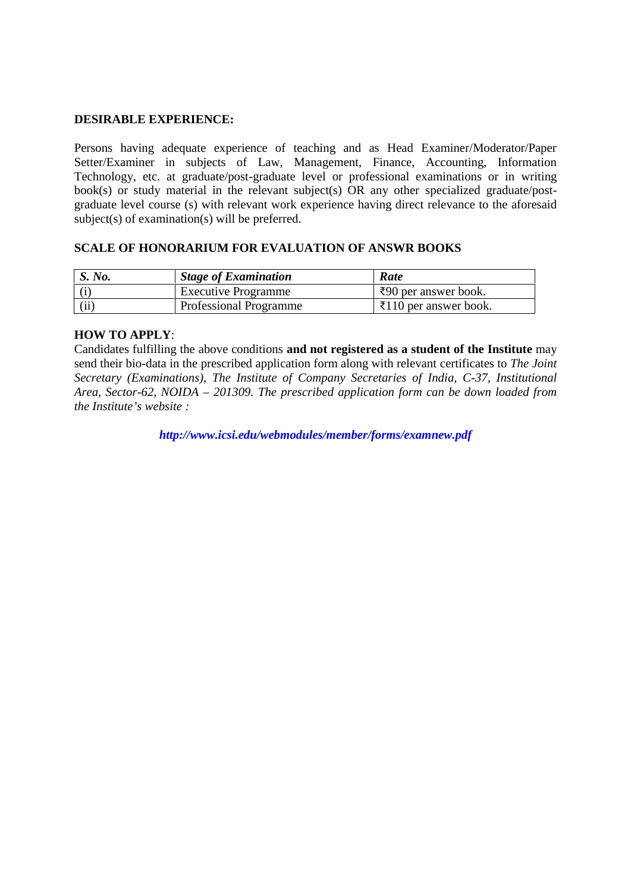**DESIRABLE EXPERIENCE:**

Persons having adequate experience of teaching and as Head Examiner/Moderator/Paper Setter/Examiner in subjects of Law, Management, Finance, Accounting, Information Technology, etc. at graduate/post-graduate level or professional examinations or in writing book(s) or study material in the relevant subject(s) OR any other specialized graduate/post-graduate level course (s) with relevant work experience having direct relevance to the aforesaid subject(s) of examination(s) will be preferred.

**SCALE OF HONORARIUM FOR EVALUATION OF ANSWR BOOKS**

| ***S. No.*** | ***Stage of Examination*** | ***Rate*** |
|---|---|---|
| (i) | Executive Programme | ₹90 per answer book. |
| (ii) | Professional Programme | ₹110 per answer book. |

**HOW TO APPLY**:
Candidates fulfilling the above conditions **and not registered as a student of the Institute** may send their bio-data in the prescribed application form along with relevant certificates to *The Joint Secretary (Examinations), The Institute of Company Secretaries of India, C-37, Institutional Area, Sector-62, NOIDA – 201309. The prescribed application form can be down loaded from the Institute's website :*

***http://www.icsi.edu/webmodules/member/forms/examnew.pdf***